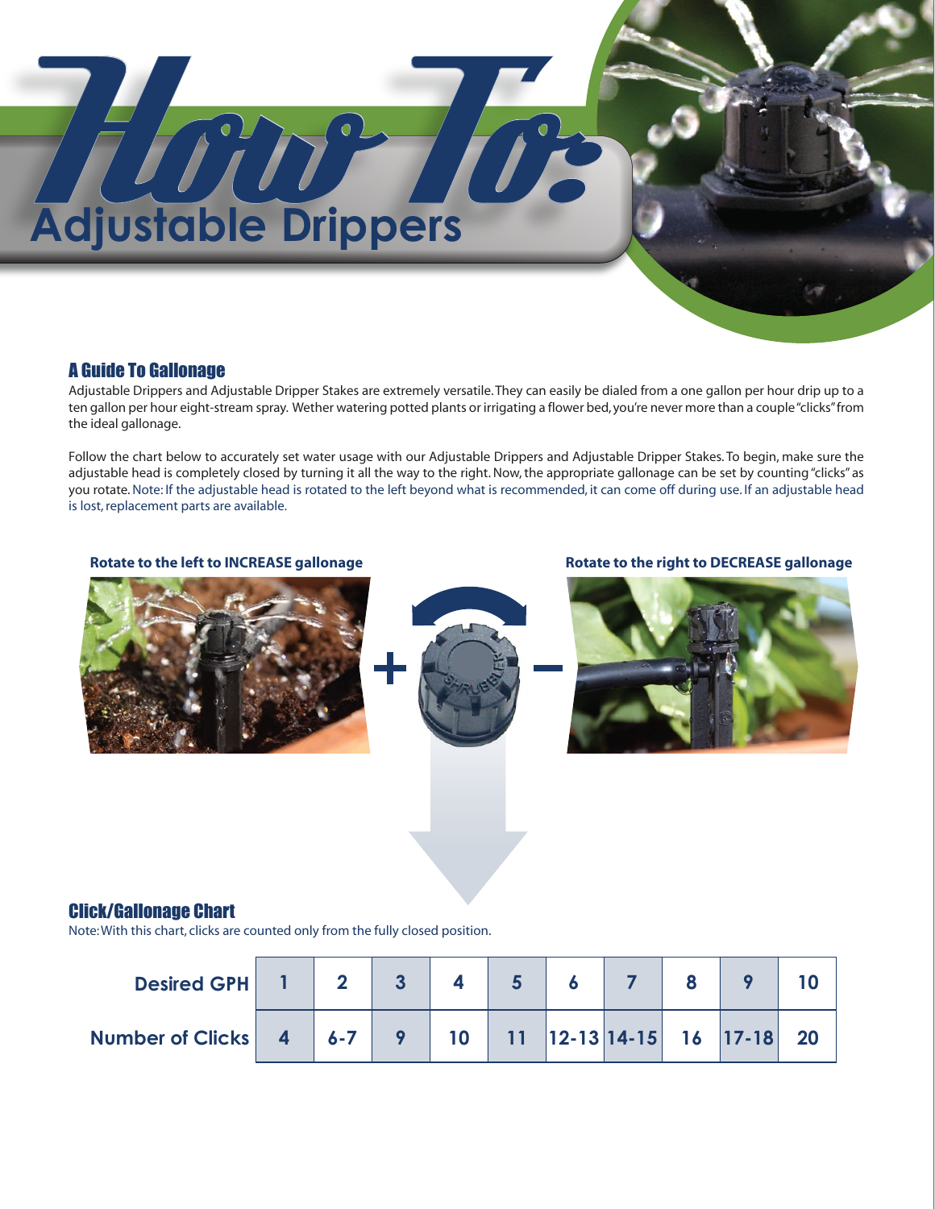# How To: Adjustable Drippers

## A Guide To Gallonage

Adjustable Drippers and Adjustable Dripper Stakes are extremely versatile. They can easily be dialed from a one gallon per hour drip up to a ten gallon per hour eight-stream spray. Wether watering potted plants or irrigating a flower bed, you're never more than a couple "clicks" from the ideal gallonage.

Follow the chart below to accurately set water usage with our Adjustable Drippers and Adjustable Dripper Stakes. To begin, make sure the adjustable head is completely closed by turning it all the way to the right. Now, the appropriate gallonage can be set by counting "clicks" as you rotate. Note: If the adjustable head is rotated to the left beyond what is recommended, it can come off during use. If an adjustable head is lost, replacement parts are available.

**Rotate to the left to INCREASE gallonage**

**Rotate to the right to DECREASE gallonage**

## Click/Gallonage Chart

Note: With this chart, clicks are counted only from the fully closed position.

| Desired GPH | 1 | 2 | 3 | 4 | 5 | 6 | 7 | 8 | 9 | 10 |
|---|---|---|---|---|---|---|---|---|---|---|
| Number of Clicks | 4 | 6-7 | 9 | 10 | 11 | 12-13 | 14-15 | 16 | 17-18 | 20 |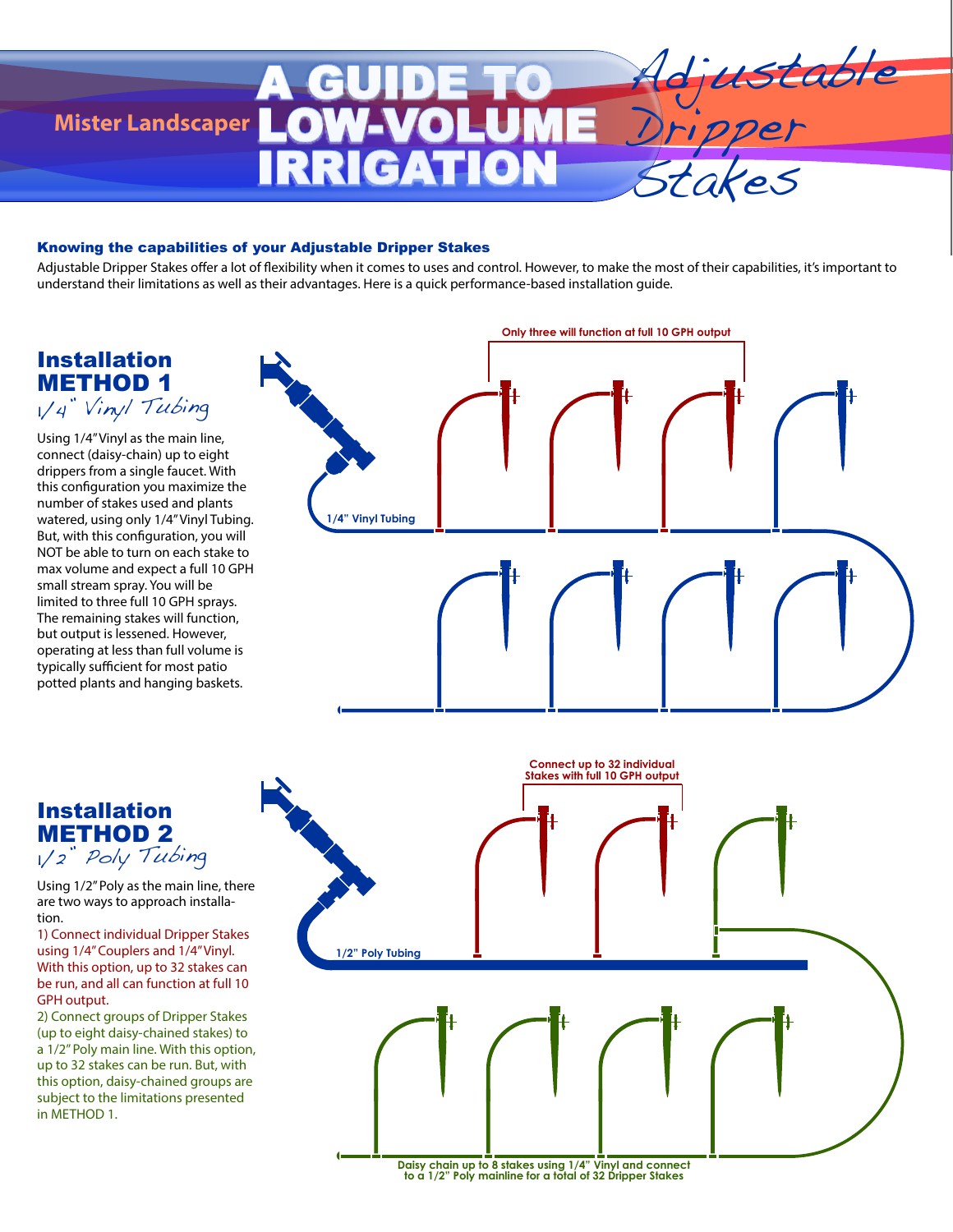Mister Landscaper

# A GUIDE TO LOW-VOLUME IRRIGATION

*Adjustable Dripper Stakes*

### Knowing the capabilities of your Adjustable Dripper Stakes

Adjustable Dripper Stakes offer a lot of flexibility when it comes to uses and control. However, to make the most of their capabilities, it's important to understand their limitations as well as their advantages. Here is a quick performance-based installation guide.

## Installation METHOD 1

*1/4" Vinyl Tubing*

Using 1/4" Vinyl as the main line, connect (daisy-chain) up to eight drippers from a single faucet. With this configuration you maximize the number of stakes used and plants watered, using only 1/4" Vinyl Tubing. But, with this configuration, you will NOT be able to turn on each stake to max volume and expect a full 10 GPH small stream spray. You will be limited to three full 10 GPH sprays. The remaining stakes will function, but output is lessened. However, operating at less than full volume is typically sufficient for most patio potted plants and hanging baskets.

Only three will function at full 10 GPH output

1/4" Vinyl Tubing

## Installation METHOD 2

*1/2" Poly Tubing*

Using 1/2" Poly as the main line, there are two ways to approach installation.

1) Connect individual Dripper Stakes using 1/4" Couplers and 1/4" Vinyl. With this option, up to 32 stakes can be run, and all can function at full 10 GPH output.

2) Connect groups of Dripper Stakes (up to eight daisy-chained stakes) to a 1/2" Poly main line. With this option, up to 32 stakes can be run. But, with this option, daisy-chained groups are subject to the limitations presented in METHOD 1.

Connect up to 32 individual Stakes with full 10 GPH output

1/2" Poly Tubing

Daisy chain up to 8 stakes using 1/4" Vinyl and connect to a 1/2" Poly mainline for a total of 32 Dripper Stakes